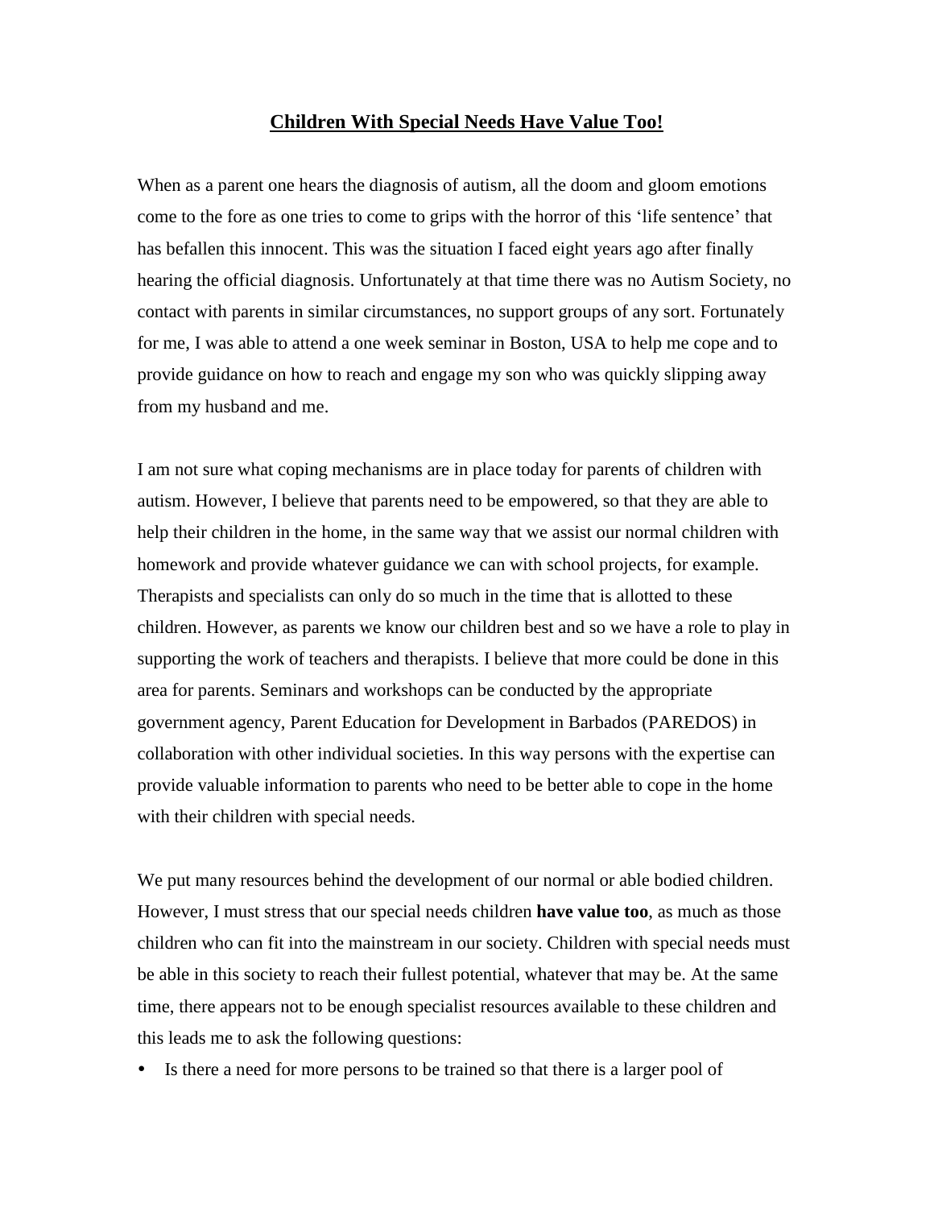# **Children With Special Needs Have Value Too!**

When as a parent one hears the diagnosis of autism, all the doom and gloom emotions come to the fore as one tries to come to grips with the horror of this 'life sentence' that has befallen this innocent. This was the situation I faced eight years ago after finally hearing the official diagnosis. Unfortunately at that time there was no Autism Society, no contact with parents in similar circumstances, no support groups of any sort. Fortunately for me, I was able to attend a one week seminar in Boston, USA to help me cope and to provide guidance on how to reach and engage my son who was quickly slipping away from my husband and me.

I am not sure what coping mechanisms are in place today for parents of children with autism. However, I believe that parents need to be empowered, so that they are able to help their children in the home, in the same way that we assist our normal children with homework and provide whatever guidance we can with school projects, for example. Therapists and specialists can only do so much in the time that is allotted to these children. However, as parents we know our children best and so we have a role to play in supporting the work of teachers and therapists. I believe that more could be done in this area for parents. Seminars and workshops can be conducted by the appropriate government agency, Parent Education for Development in Barbados (PAREDOS) in collaboration with other individual societies. In this way persons with the expertise can provide valuable information to parents who need to be better able to cope in the home with their children with special needs.

We put many resources behind the development of our normal or able bodied children. However, I must stress that our special needs children **have value too**, as much as those children who can fit into the mainstream in our society. Children with special needs must be able in this society to reach their fullest potential, whatever that may be. At the same time, there appears not to be enough specialist resources available to these children and this leads me to ask the following questions:

- Is there a need for more persons to be trained so that there is a larger pool of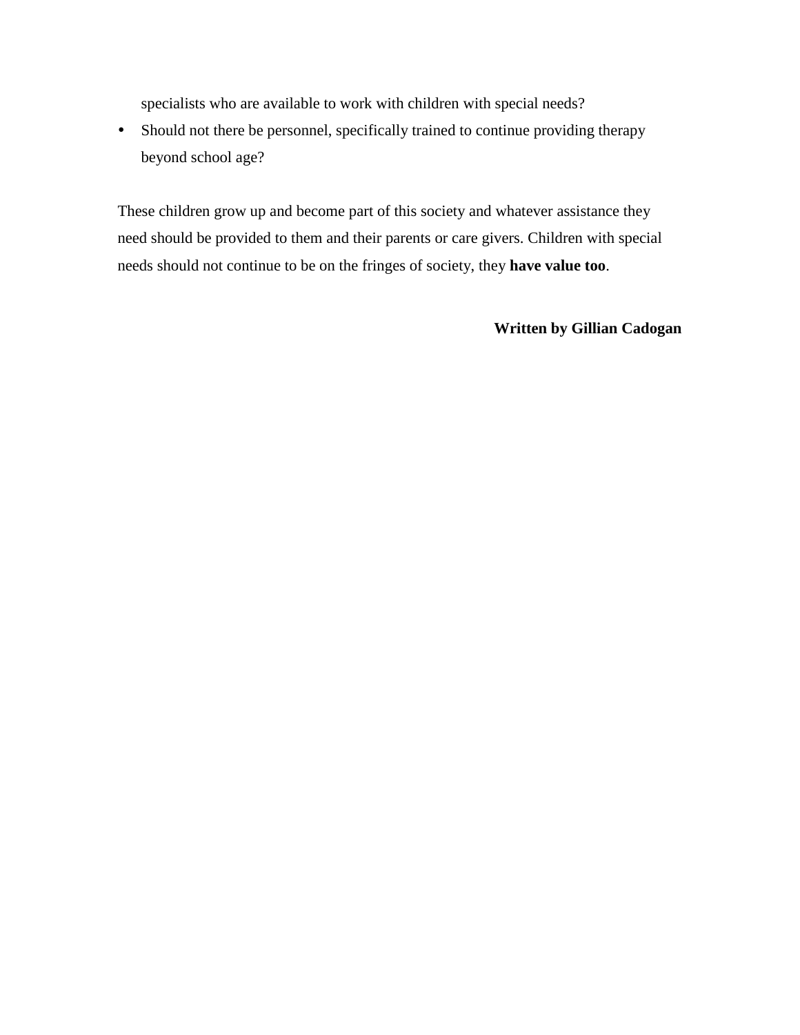specialists who are available to work with children with special needs?

- Should not there be personnel, specifically trained to continue providing therapy beyond school age?

These children grow up and become part of this society and whatever assistance they need should be provided to them and their parents or care givers. Children with special needs should not continue to be on the fringes of society, they **have value too**.

**Written by Gillian Cadogan**